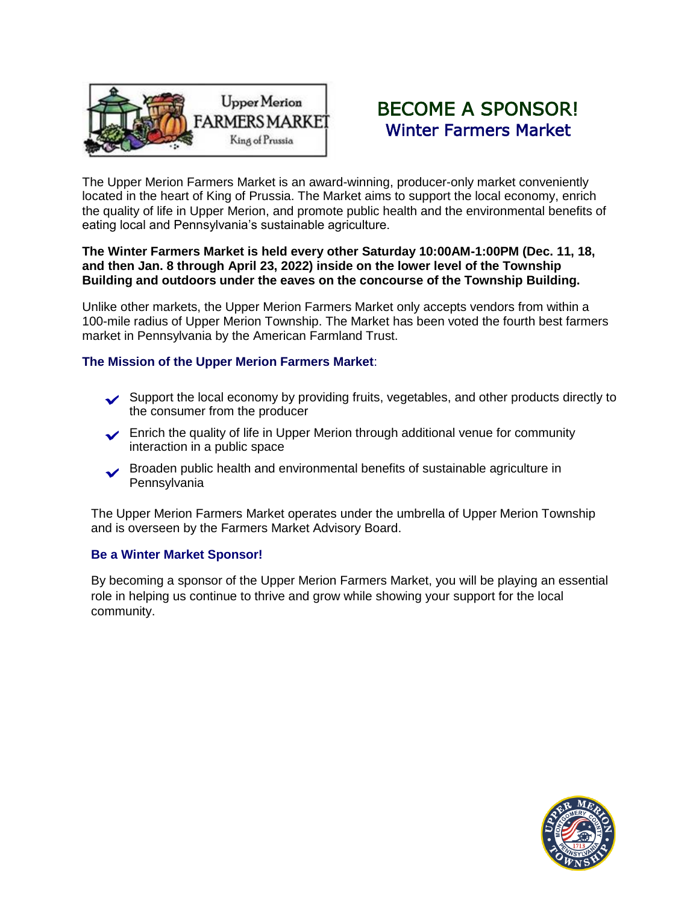# BECOME A SPONSOR!

## Winter Farmers Market

The Upper Merion Farmers Market is an award-winning, producer-only market conveniently located in the heart of King of Prussia. The Market aims to support the local economy, enrich the quality of life in Upper Merion, and promote public health and the environmental benefits of eating local and Pennsylvania's sustainable agriculture.

**The Winter Farmers Market is held every other Saturday 10:00AM-1:00PM (Dec. 11, 18, and then Jan. 8 through April 23, 2022) inside on the lower level of the Township Building and outdoors under the eaves on the concourse of the Township Building.**

Unlike other markets, the Upper Merion Farmers Market only accepts vendors from within a 100-mile radius of Upper Merion Township. The Market has been voted the fourth best farmers market in Pennsylvania by the American Farmland Trust.

**The Mission of the Upper Merion Farmers Market**:

- Support the local economy by providing fruits, vegetables, and other products directly to the consumer from the producer
- Enrich the quality of life in Upper Merion through additional venue for community interaction in a public space
- Broaden public health and environmental benefits of sustainable agriculture in Pennsylvania

The Upper Merion Farmers Market operates under the umbrella of Upper Merion Township and is overseen by the Farmers Market Advisory Board.

**Be a Winter Market Sponsor!**

By becoming a sponsor of the Upper Merion Farmers Market, you will be playing an essential role in helping us continue to thrive and grow while showing your support for the local community.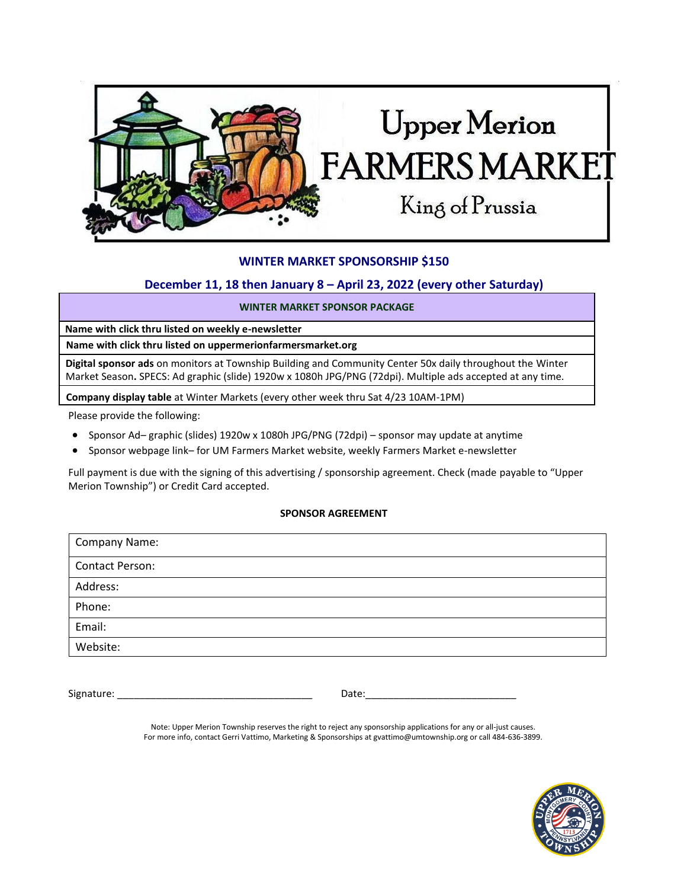# Upper Merion FARMERS MARKET

King of Prussia

## WINTER MARKET SPONSORSHIP $150

### December 11, 18 then January 8 – April 23, 2022 (every other Saturday)

| WINTER MARKET SPONSOR PACKAGE |
|---|
| **Name with click thru listed on weekly e-newsletter** |
| **Name with click thru listed on uppermerionfarmersmarket.org** |
| **Digital sponsor ads** on monitors at Township Building and Community Center 50x daily throughout the Winter Market Season**.** SPECS: Ad graphic (slide) 1920w x 1080h JPG/PNG (72dpi). Multiple ads accepted at any time. |
| **Company display table** at Winter Markets (every other week thru Sat 4/23 10AM-1PM) |

Please provide the following:

- Sponsor Ad– graphic (slides) 1920w x 1080h JPG/PNG (72dpi) – sponsor may update at anytime
- Sponsor webpage link– for UM Farmers Market website, weekly Farmers Market e-newsletter

Full payment is due with the signing of this advertising / sponsorship agreement. Check (made payable to "Upper Merion Township") or Credit Card accepted.

**SPONSOR AGREEMENT**

| | |
|---|---|
| Company Name: | |
| Contact Person: | |
| Address: | |
| Phone: | |
| Email: | |
| Website: | |

Signature: ___________________________________ Date:___________________________

Note: Upper Merion Township reserves the right to reject any sponsorship applications for any or all-just causes.
For more info, contact Gerri Vattimo, Marketing & Sponsorships at gvattimo@umtownship.org or call 484-636-3899.

UPPER MERION TOWNSHIP
MONTGOMERY COUNTY
PENNSYLVANIA
1713